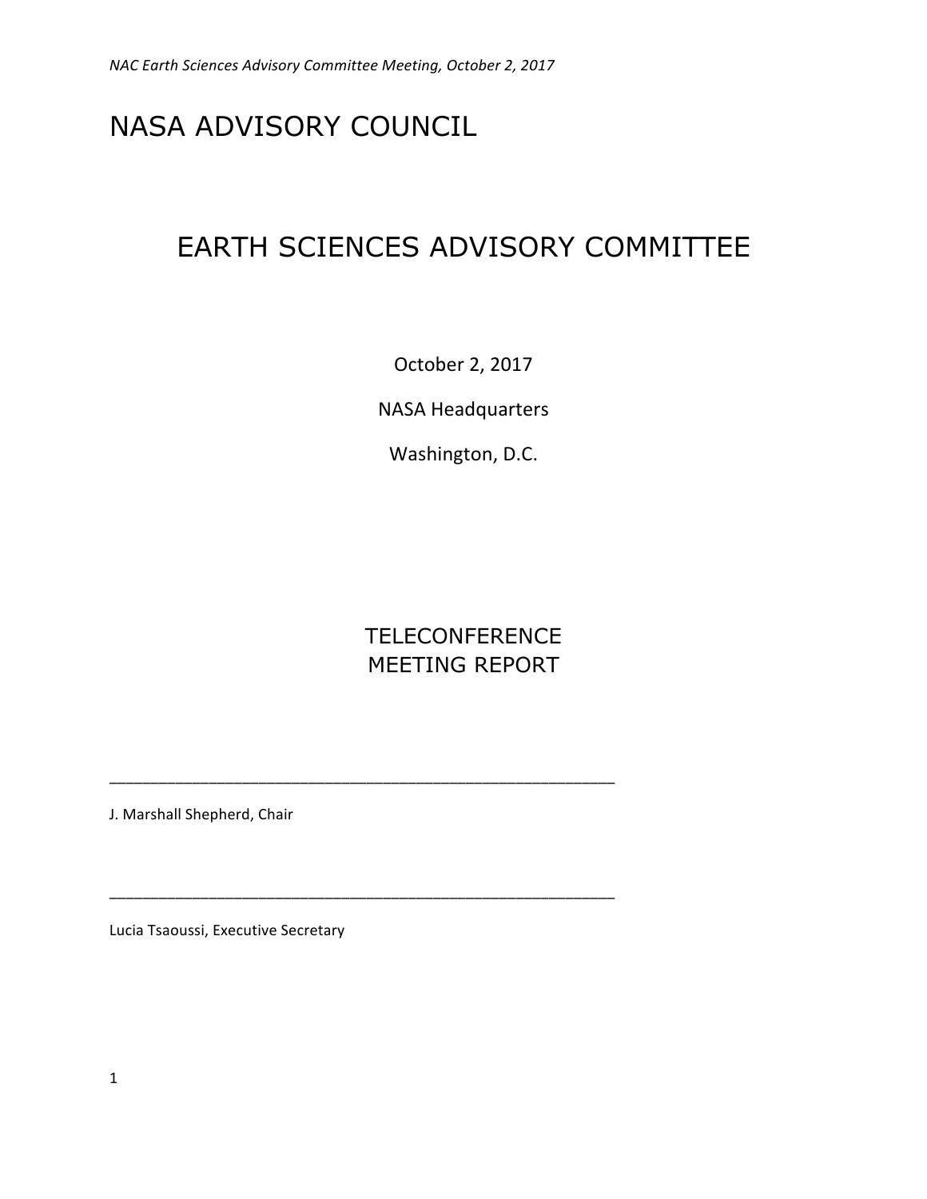# NASA ADVISORY COUNCIL

## EARTH SCIENCES ADVISORY COMMITTEE

October 2, 2017

NASA Headquarters

Washington, D.C.

TELECONFERENCE
MEETING REPORT

\_\_\_\_\_\_\_\_\_\_\_\_\_\_\_\_\_\_\_\_\_\_\_\_\_\_\_\_\_\_\_\_\_\_\_\_\_\_\_\_\_\_\_\_\_\_\_\_\_\_\_\_\_\_

J. Marshall Shepherd, Chair

\_\_\_\_\_\_\_\_\_\_\_\_\_\_\_\_\_\_\_\_\_\_\_\_\_\_\_\_\_\_\_\_\_\_\_\_\_\_\_\_\_\_\_\_\_\_\_\_\_\_\_\_\_\_

Lucia Tsaoussi, Executive Secretary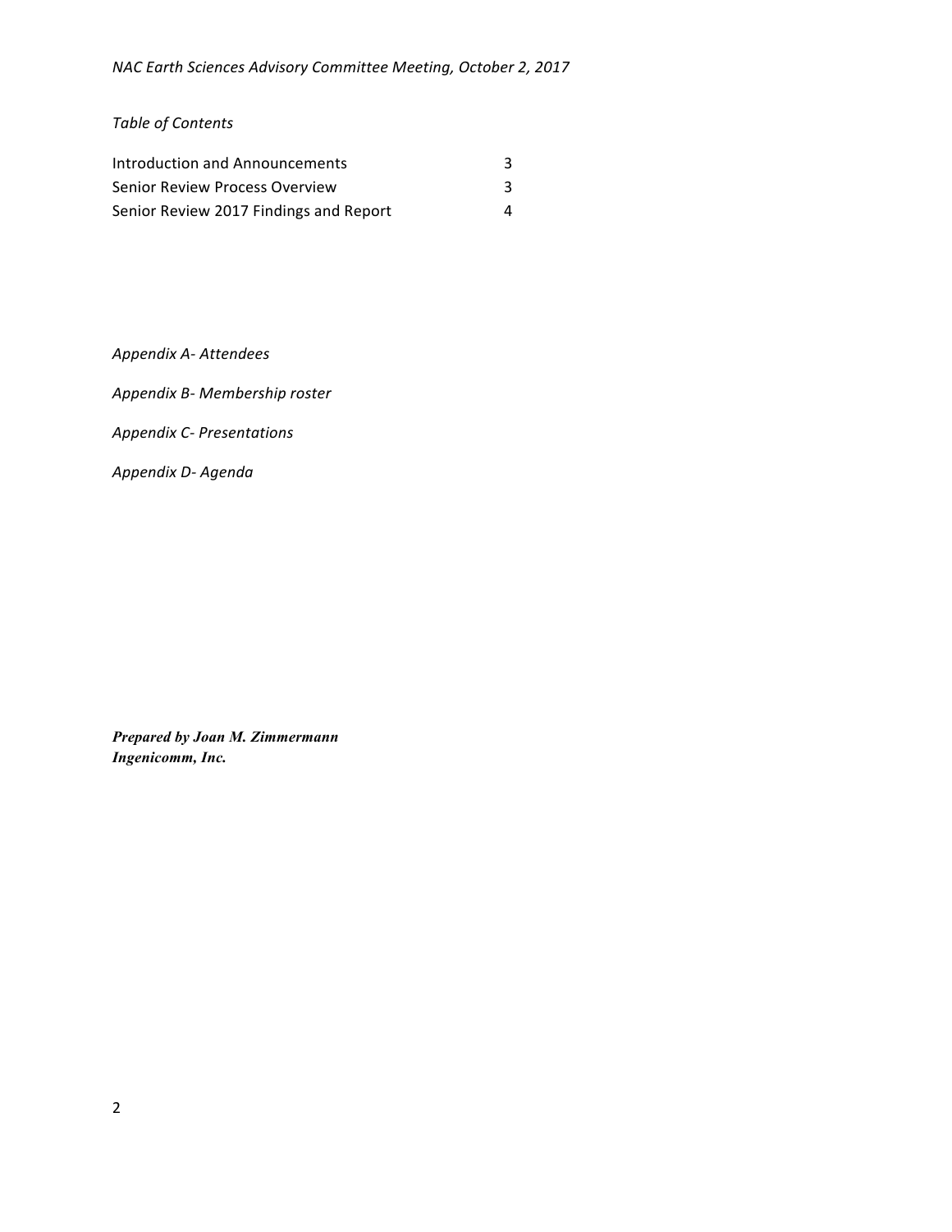*Table of Contents*

| | |
|---|---|
| Introduction and Announcements | 3 |
| Senior Review Process Overview | 3 |
| Senior Review 2017 Findings and Report | 4 |

*Appendix A- Attendees*

*Appendix B- Membership roster*

*Appendix C- Presentations*

*Appendix D- Agenda*

***Prepared by Joan M. Zimmermann***
***Ingenicomm, Inc.***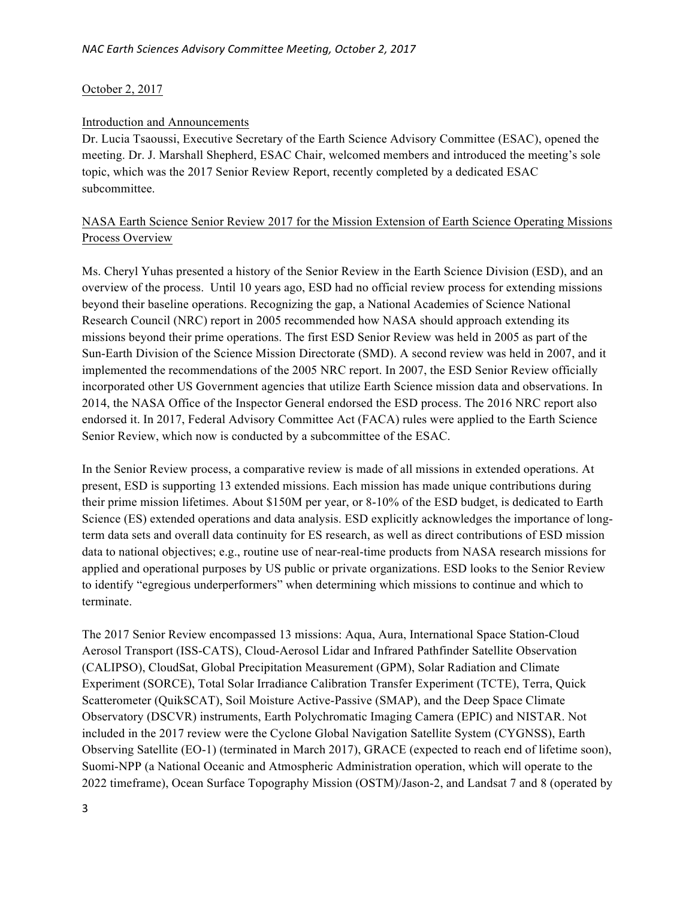October 2, 2017

Introduction and Announcements

Dr. Lucia Tsaoussi, Executive Secretary of the Earth Science Advisory Committee (ESAC), opened the meeting. Dr. J. Marshall Shepherd, ESAC Chair, welcomed members and introduced the meeting's sole topic, which was the 2017 Senior Review Report, recently completed by a dedicated ESAC subcommittee.

NASA Earth Science Senior Review 2017 for the Mission Extension of Earth Science Operating Missions Process Overview

Ms. Cheryl Yuhas presented a history of the Senior Review in the Earth Science Division (ESD), and an overview of the process. Until 10 years ago, ESD had no official review process for extending missions beyond their baseline operations. Recognizing the gap, a National Academies of Science National Research Council (NRC) report in 2005 recommended how NASA should approach extending its missions beyond their prime operations. The first ESD Senior Review was held in 2005 as part of the Sun-Earth Division of the Science Mission Directorate (SMD). A second review was held in 2007, and it implemented the recommendations of the 2005 NRC report. In 2007, the ESD Senior Review officially incorporated other US Government agencies that utilize Earth Science mission data and observations. In 2014, the NASA Office of the Inspector General endorsed the ESD process. The 2016 NRC report also endorsed it. In 2017, Federal Advisory Committee Act (FACA) rules were applied to the Earth Science Senior Review, which now is conducted by a subcommittee of the ESAC.

In the Senior Review process, a comparative review is made of all missions in extended operations. At present, ESD is supporting 13 extended missions. Each mission has made unique contributions during their prime mission lifetimes. About $150M per year, or 8-10% of the ESD budget, is dedicated to Earth Science (ES) extended operations and data analysis. ESD explicitly acknowledges the importance of long-term data sets and overall data continuity for ES research, as well as direct contributions of ESD mission data to national objectives; e.g., routine use of near-real-time products from NASA research missions for applied and operational purposes by US public or private organizations. ESD looks to the Senior Review to identify "egregious underperformers" when determining which missions to continue and which to terminate.

The 2017 Senior Review encompassed 13 missions: Aqua, Aura, International Space Station-Cloud Aerosol Transport (ISS-CATS), Cloud-Aerosol Lidar and Infrared Pathfinder Satellite Observation (CALIPSO), CloudSat, Global Precipitation Measurement (GPM), Solar Radiation and Climate Experiment (SORCE), Total Solar Irradiance Calibration Transfer Experiment (TCTE), Terra, Quick Scatterometer (QuikSCAT), Soil Moisture Active-Passive (SMAP), and the Deep Space Climate Observatory (DSCVR) instruments, Earth Polychromatic Imaging Camera (EPIC) and NISTAR. Not included in the 2017 review were the Cyclone Global Navigation Satellite System (CYGNSS), Earth Observing Satellite (EO-1) (terminated in March 2017), GRACE (expected to reach end of lifetime soon), Suomi-NPP (a National Oceanic and Atmospheric Administration operation, which will operate to the 2022 timeframe), Ocean Surface Topography Mission (OSTM)/Jason-2, and Landsat 7 and 8 (operated by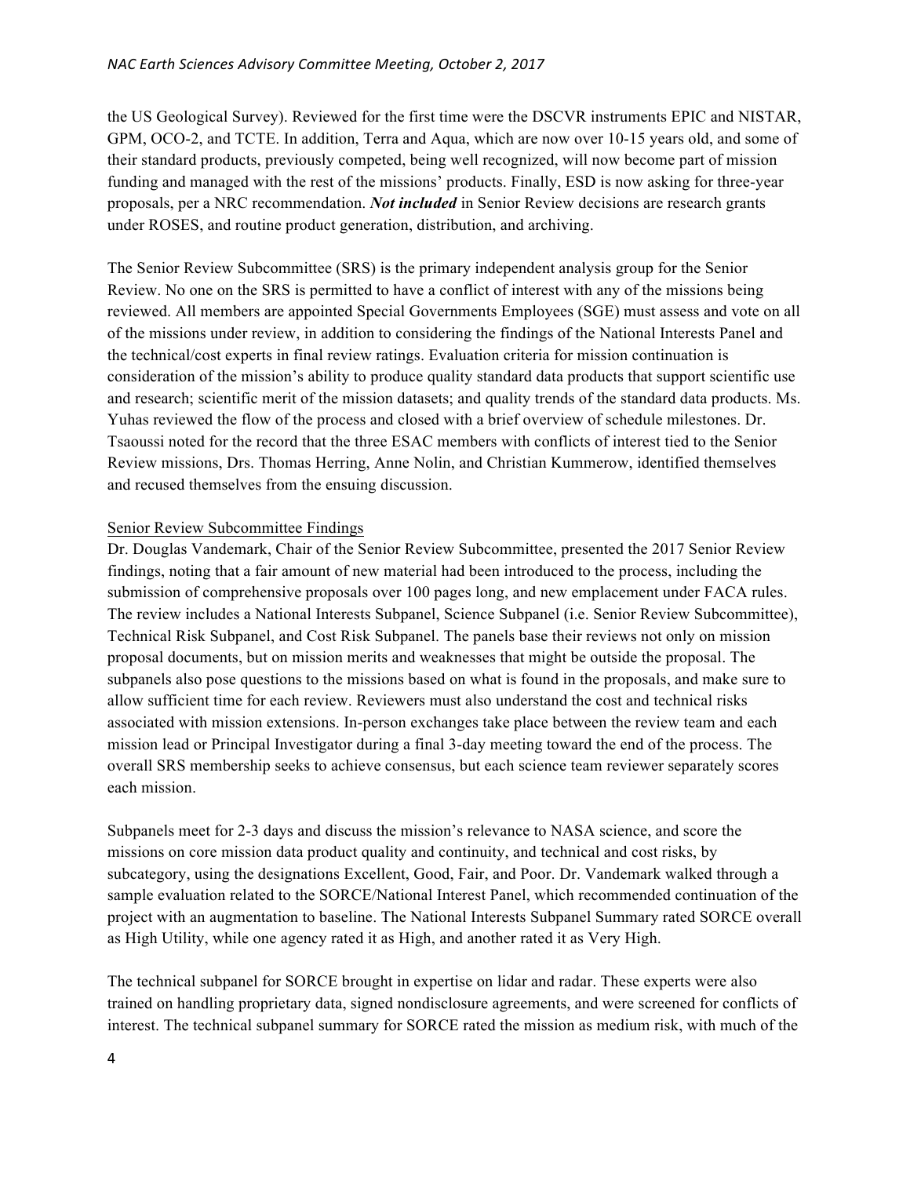the US Geological Survey). Reviewed for the first time were the DSCVR instruments EPIC and NISTAR, GPM, OCO-2, and TCTE. In addition, Terra and Aqua, which are now over 10-15 years old, and some of their standard products, previously competed, being well recognized, will now become part of mission funding and managed with the rest of the missions' products. Finally, ESD is now asking for three-year proposals, per a NRC recommendation. ***Not included*** in Senior Review decisions are research grants under ROSES, and routine product generation, distribution, and archiving.

The Senior Review Subcommittee (SRS) is the primary independent analysis group for the Senior Review. No one on the SRS is permitted to have a conflict of interest with any of the missions being reviewed. All members are appointed Special Governments Employees (SGE) must assess and vote on all of the missions under review, in addition to considering the findings of the National Interests Panel and the technical/cost experts in final review ratings. Evaluation criteria for mission continuation is consideration of the mission's ability to produce quality standard data products that support scientific use and research; scientific merit of the mission datasets; and quality trends of the standard data products. Ms. Yuhas reviewed the flow of the process and closed with a brief overview of schedule milestones. Dr. Tsaoussi noted for the record that the three ESAC members with conflicts of interest tied to the Senior Review missions, Drs. Thomas Herring, Anne Nolin, and Christian Kummerow, identified themselves and recused themselves from the ensuing discussion.

<u>Senior Review Subcommittee Findings</u>

Dr. Douglas Vandemark, Chair of the Senior Review Subcommittee, presented the 2017 Senior Review findings, noting that a fair amount of new material had been introduced to the process, including the submission of comprehensive proposals over 100 pages long, and new emplacement under FACA rules. The review includes a National Interests Subpanel, Science Subpanel (i.e. Senior Review Subcommittee), Technical Risk Subpanel, and Cost Risk Subpanel. The panels base their reviews not only on mission proposal documents, but on mission merits and weaknesses that might be outside the proposal. The subpanels also pose questions to the missions based on what is found in the proposals, and make sure to allow sufficient time for each review. Reviewers must also understand the cost and technical risks associated with mission extensions. In-person exchanges take place between the review team and each mission lead or Principal Investigator during a final 3-day meeting toward the end of the process. The overall SRS membership seeks to achieve consensus, but each science team reviewer separately scores each mission.

Subpanels meet for 2-3 days and discuss the mission's relevance to NASA science, and score the missions on core mission data product quality and continuity, and technical and cost risks, by subcategory, using the designations Excellent, Good, Fair, and Poor. Dr. Vandemark walked through a sample evaluation related to the SORCE/National Interest Panel, which recommended continuation of the project with an augmentation to baseline. The National Interests Subpanel Summary rated SORCE overall as High Utility, while one agency rated it as High, and another rated it as Very High.

The technical subpanel for SORCE brought in expertise on lidar and radar. These experts were also trained on handling proprietary data, signed nondisclosure agreements, and were screened for conflicts of interest. The technical subpanel summary for SORCE rated the mission as medium risk, with much of the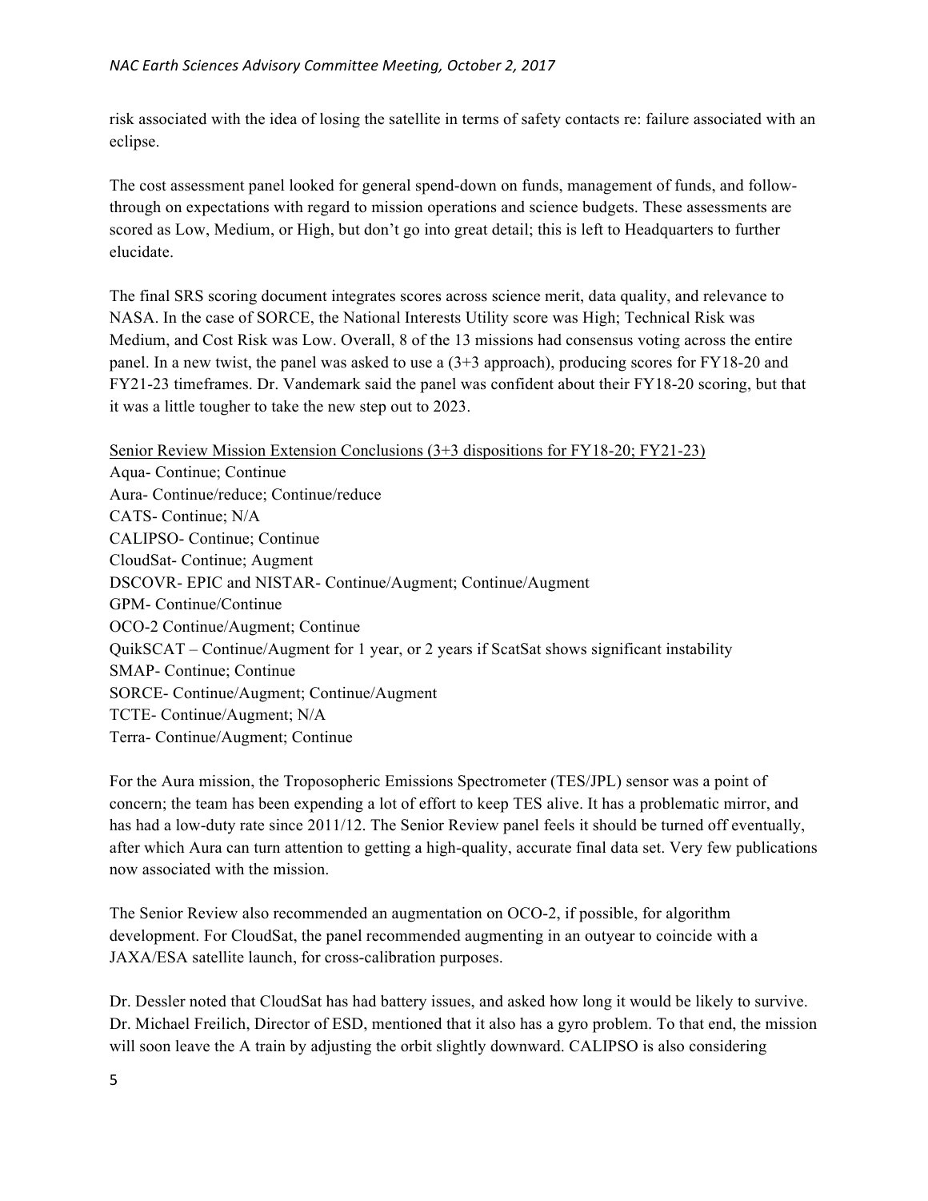risk associated with the idea of losing the satellite in terms of safety contacts re: failure associated with an eclipse.

The cost assessment panel looked for general spend-down on funds, management of funds, and follow-through on expectations with regard to mission operations and science budgets. These assessments are scored as Low, Medium, or High, but don't go into great detail; this is left to Headquarters to further elucidate.

The final SRS scoring document integrates scores across science merit, data quality, and relevance to NASA. In the case of SORCE, the National Interests Utility score was High; Technical Risk was Medium, and Cost Risk was Low. Overall, 8 of the 13 missions had consensus voting across the entire panel. In a new twist, the panel was asked to use a (3+3 approach), producing scores for FY18-20 and FY21-23 timeframes. Dr. Vandemark said the panel was confident about their FY18-20 scoring, but that it was a little tougher to take the new step out to 2023.

<u>Senior Review Mission Extension Conclusions (3+3 dispositions for FY18-20; FY21-23)</u>

Aqua- Continue; Continue
Aura- Continue/reduce; Continue/reduce
CATS- Continue; N/A
CALIPSO- Continue; Continue
CloudSat- Continue; Augment
DSCOVR- EPIC and NISTAR- Continue/Augment; Continue/Augment
GPM- Continue/Continue
OCO-2 Continue/Augment; Continue
QuikSCAT – Continue/Augment for 1 year, or 2 years if ScatSat shows significant instability
SMAP- Continue; Continue
SORCE- Continue/Augment; Continue/Augment
TCTE- Continue/Augment; N/A
Terra- Continue/Augment; Continue

For the Aura mission, the Troposopheric Emissions Spectrometer (TES/JPL) sensor was a point of concern; the team has been expending a lot of effort to keep TES alive. It has a problematic mirror, and has had a low-duty rate since 2011/12. The Senior Review panel feels it should be turned off eventually, after which Aura can turn attention to getting a high-quality, accurate final data set. Very few publications now associated with the mission.

The Senior Review also recommended an augmentation on OCO-2, if possible, for algorithm development. For CloudSat, the panel recommended augmenting in an outyear to coincide with a JAXA/ESA satellite launch, for cross-calibration purposes.

Dr. Dessler noted that CloudSat has had battery issues, and asked how long it would be likely to survive. Dr. Michael Freilich, Director of ESD, mentioned that it also has a gyro problem. To that end, the mission will soon leave the A train by adjusting the orbit slightly downward. CALIPSO is also considering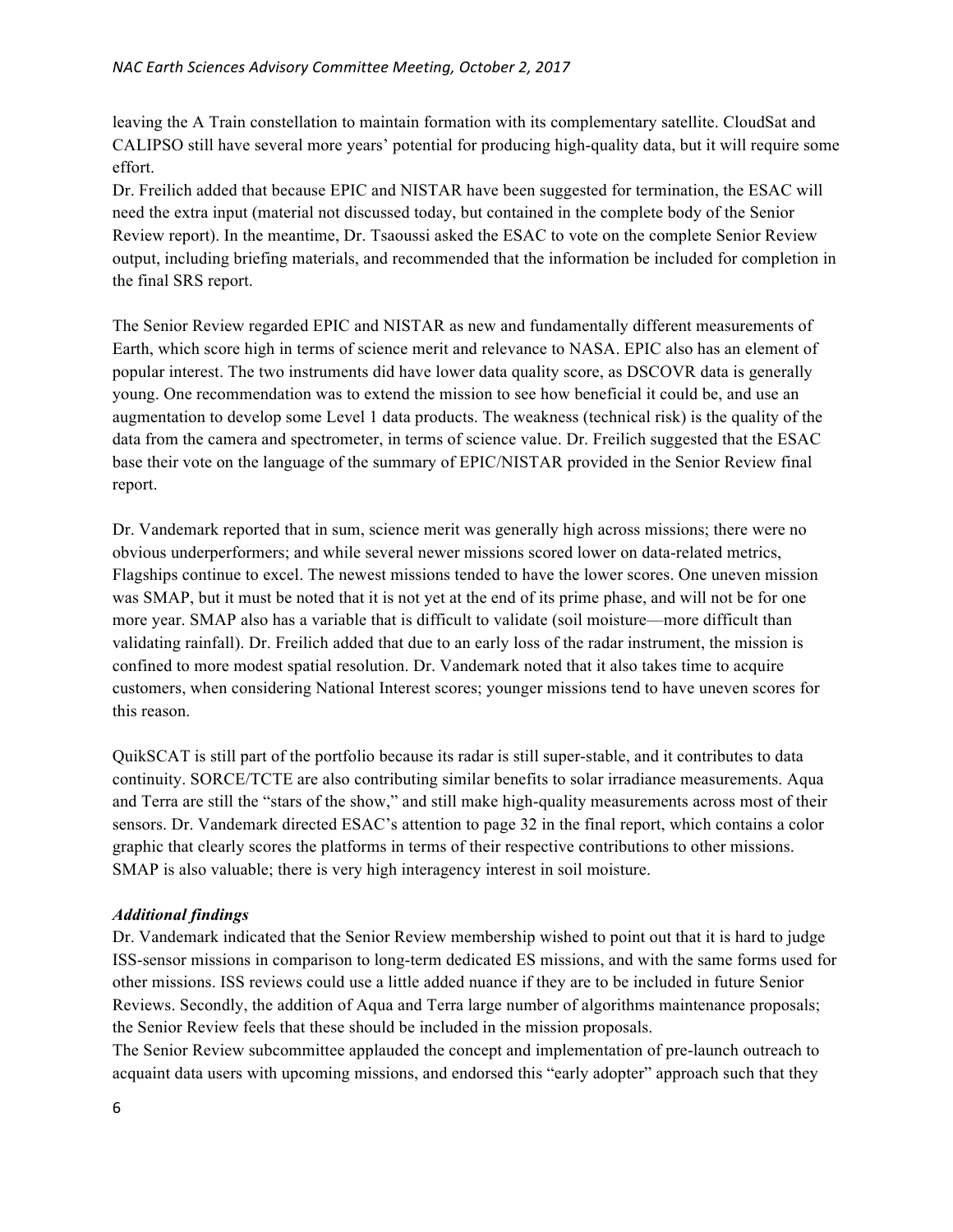leaving the A Train constellation to maintain formation with its complementary satellite. CloudSat and CALIPSO still have several more years' potential for producing high-quality data, but it will require some effort.

Dr. Freilich added that because EPIC and NISTAR have been suggested for termination, the ESAC will need the extra input (material not discussed today, but contained in the complete body of the Senior Review report). In the meantime, Dr. Tsaoussi asked the ESAC to vote on the complete Senior Review output, including briefing materials, and recommended that the information be included for completion in the final SRS report.

The Senior Review regarded EPIC and NISTAR as new and fundamentally different measurements of Earth, which score high in terms of science merit and relevance to NASA. EPIC also has an element of popular interest. The two instruments did have lower data quality score, as DSCOVR data is generally young. One recommendation was to extend the mission to see how beneficial it could be, and use an augmentation to develop some Level 1 data products. The weakness (technical risk) is the quality of the data from the camera and spectrometer, in terms of science value. Dr. Freilich suggested that the ESAC base their vote on the language of the summary of EPIC/NISTAR provided in the Senior Review final report.

Dr. Vandemark reported that in sum, science merit was generally high across missions; there were no obvious underperformers; and while several newer missions scored lower on data-related metrics, Flagships continue to excel. The newest missions tended to have the lower scores. One uneven mission was SMAP, but it must be noted that it is not yet at the end of its prime phase, and will not be for one more year. SMAP also has a variable that is difficult to validate (soil moisture—more difficult than validating rainfall). Dr. Freilich added that due to an early loss of the radar instrument, the mission is confined to more modest spatial resolution. Dr. Vandemark noted that it also takes time to acquire customers, when considering National Interest scores; younger missions tend to have uneven scores for this reason.

QuikSCAT is still part of the portfolio because its radar is still super-stable, and it contributes to data continuity. SORCE/TCTE are also contributing similar benefits to solar irradiance measurements. Aqua and Terra are still the "stars of the show," and still make high-quality measurements across most of their sensors. Dr. Vandemark directed ESAC's attention to page 32 in the final report, which contains a color graphic that clearly scores the platforms in terms of their respective contributions to other missions. SMAP is also valuable; there is very high interagency interest in soil moisture.

***Additional findings***

Dr. Vandemark indicated that the Senior Review membership wished to point out that it is hard to judge ISS-sensor missions in comparison to long-term dedicated ES missions, and with the same forms used for other missions. ISS reviews could use a little added nuance if they are to be included in future Senior Reviews. Secondly, the addition of Aqua and Terra large number of algorithms maintenance proposals; the Senior Review feels that these should be included in the mission proposals.

The Senior Review subcommittee applauded the concept and implementation of pre-launch outreach to acquaint data users with upcoming missions, and endorsed this "early adopter" approach such that they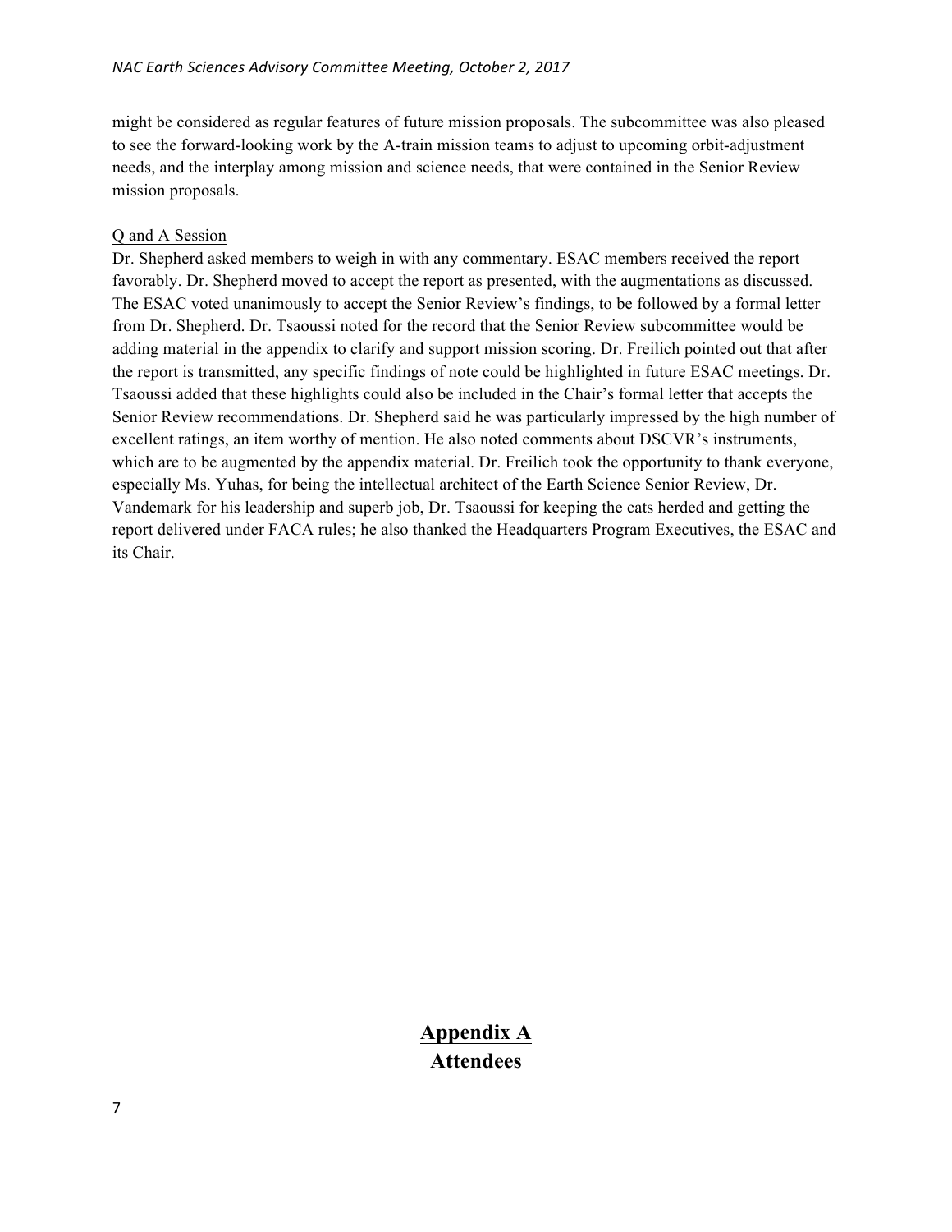might be considered as regular features of future mission proposals. The subcommittee was also pleased to see the forward-looking work by the A-train mission teams to adjust to upcoming orbit-adjustment needs, and the interplay among mission and science needs, that were contained in the Senior Review mission proposals.

Q and A Session

Dr. Shepherd asked members to weigh in with any commentary. ESAC members received the report favorably. Dr. Shepherd moved to accept the report as presented, with the augmentations as discussed. The ESAC voted unanimously to accept the Senior Review's findings, to be followed by a formal letter from Dr. Shepherd. Dr. Tsaoussi noted for the record that the Senior Review subcommittee would be adding material in the appendix to clarify and support mission scoring. Dr. Freilich pointed out that after the report is transmitted, any specific findings of note could be highlighted in future ESAC meetings. Dr. Tsaoussi added that these highlights could also be included in the Chair's formal letter that accepts the Senior Review recommendations. Dr. Shepherd said he was particularly impressed by the high number of excellent ratings, an item worthy of mention. He also noted comments about DSCVR's instruments, which are to be augmented by the appendix material. Dr. Freilich took the opportunity to thank everyone, especially Ms. Yuhas, for being the intellectual architect of the Earth Science Senior Review, Dr. Vandemark for his leadership and superb job, Dr. Tsaoussi for keeping the cats herded and getting the report delivered under FACA rules; he also thanked the Headquarters Program Executives, the ESAC and its Chair.

## Appendix A
## Attendees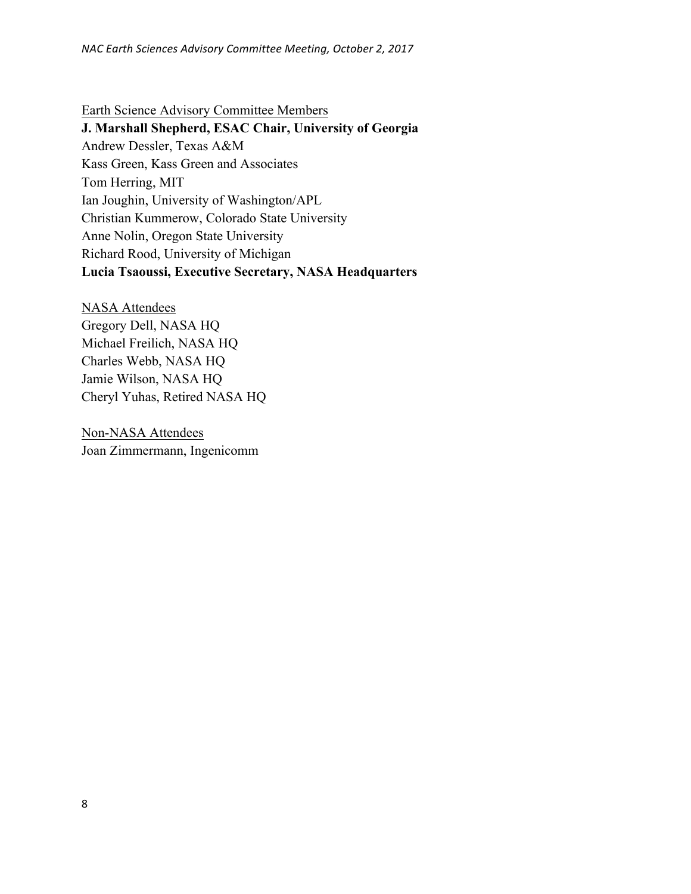Earth Science Advisory Committee Members

**J. Marshall Shepherd, ESAC Chair, University of Georgia**
Andrew Dessler, Texas A&M
Kass Green, Kass Green and Associates
Tom Herring, MIT
Ian Joughin, University of Washington/APL
Christian Kummerow, Colorado State University
Anne Nolin, Oregon State University
Richard Rood, University of Michigan
**Lucia Tsaoussi, Executive Secretary, NASA Headquarters**

NASA Attendees

Gregory Dell, NASA HQ
Michael Freilich, NASA HQ
Charles Webb, NASA HQ
Jamie Wilson, NASA HQ
Cheryl Yuhas, Retired NASA HQ

Non-NASA Attendees

Joan Zimmermann, Ingenicomm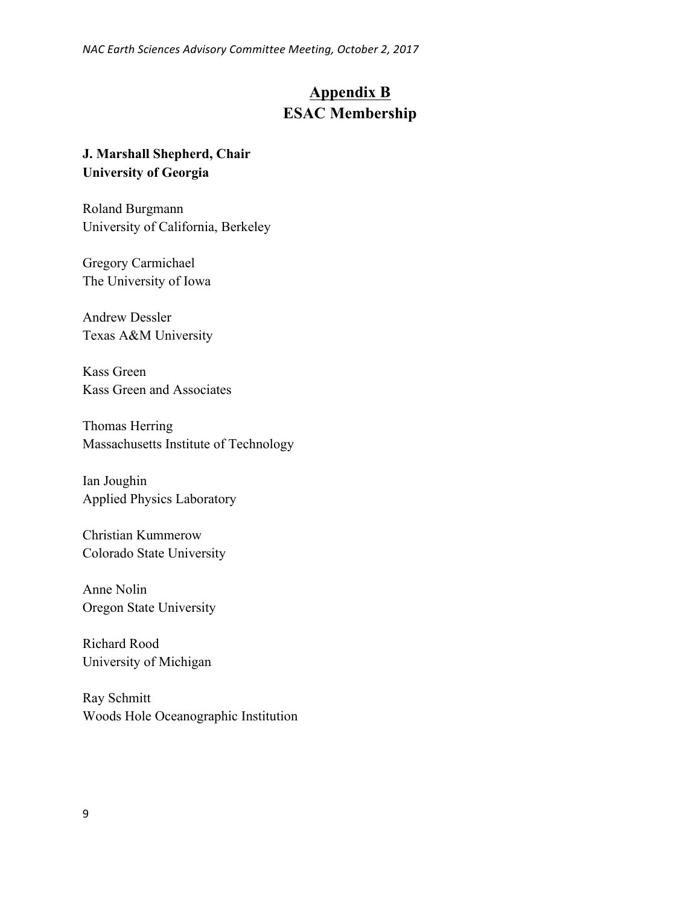# Appendix B

## ESAC Membership

**J. Marshall Shepherd, Chair**
**University of Georgia**

Roland Burgmann
University of California, Berkeley

Gregory Carmichael
The University of Iowa

Andrew Dessler
Texas A&M University

Kass Green
Kass Green and Associates

Thomas Herring
Massachusetts Institute of Technology

Ian Joughin
Applied Physics Laboratory

Christian Kummerow
Colorado State University

Anne Nolin
Oregon State University

Richard Rood
University of Michigan

Ray Schmitt
Woods Hole Oceanographic Institution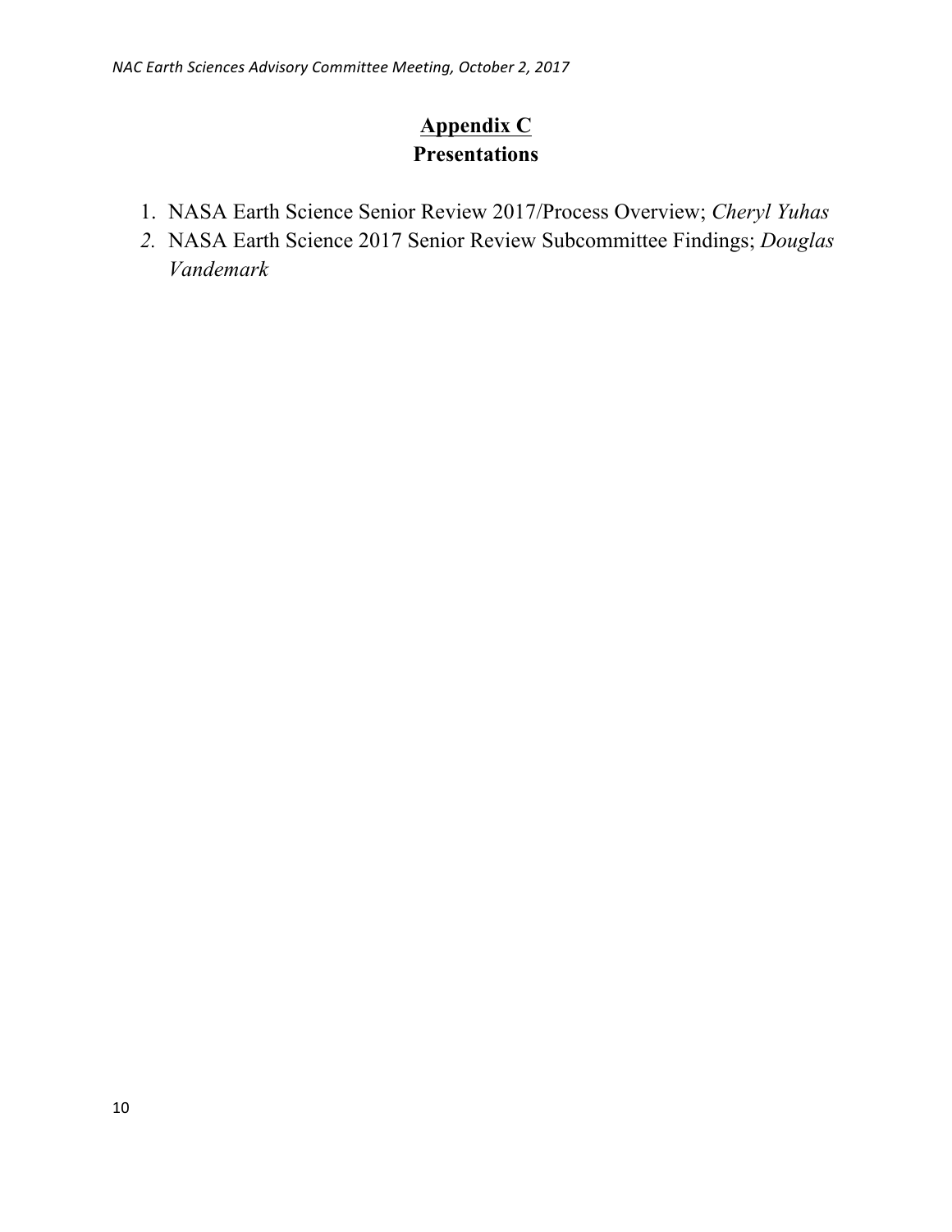## Appendix C

## Presentations

1. NASA Earth Science Senior Review 2017/Process Overview; *Cheryl Yuhas*
2. NASA Earth Science 2017 Senior Review Subcommittee Findings; *Douglas Vandemark*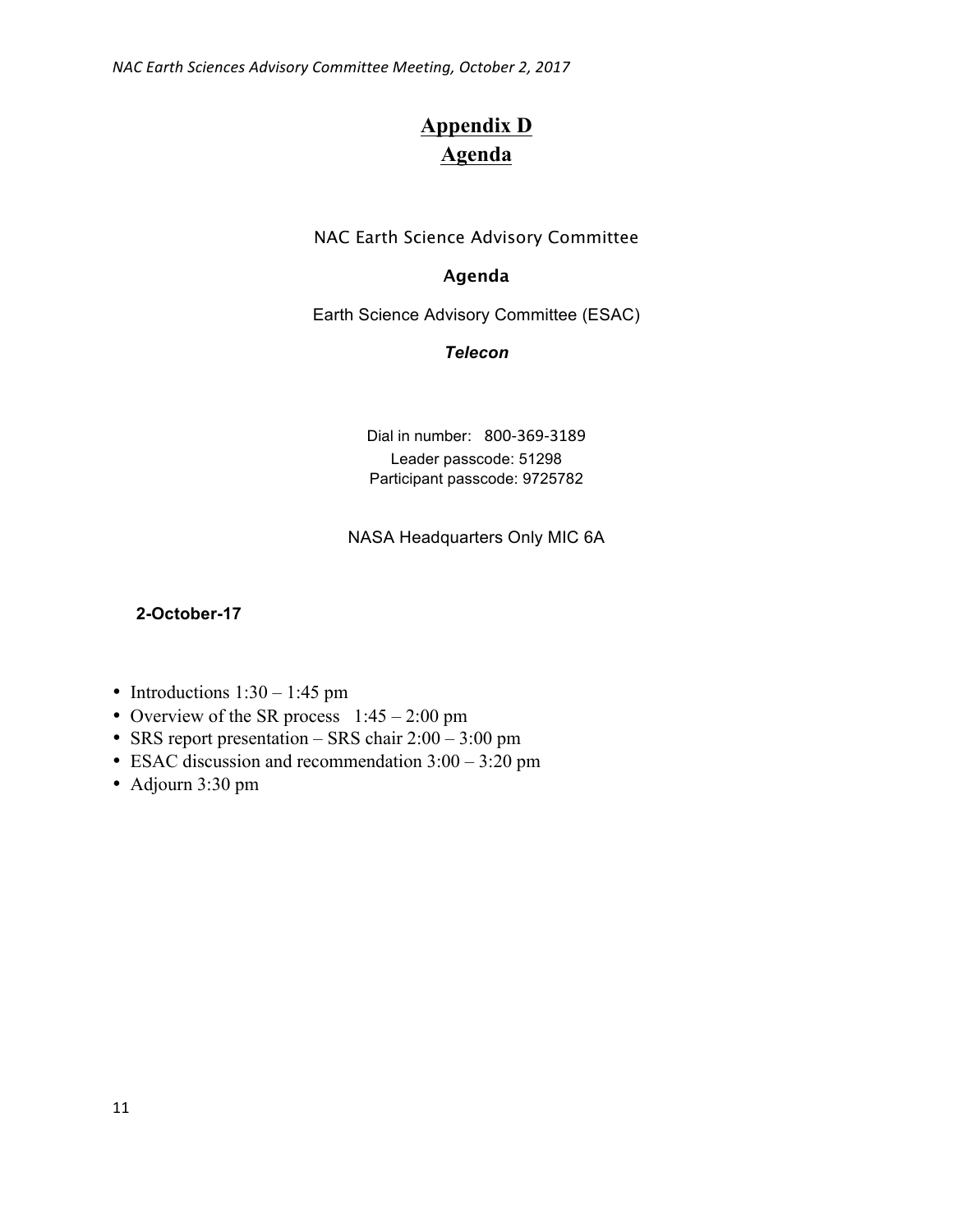# Appendix D
# Agenda

NAC Earth Science Advisory Committee

**Agenda**

Earth Science Advisory Committee (ESAC)

***Telecon***

Dial in number: 800-369-3189
Leader passcode: 51298
Participant passcode: 9725782

NASA Headquarters Only MIC 6A

**2-October-17**

- Introductions 1:30 – 1:45 pm
- Overview of the SR process 1:45 – 2:00 pm
- SRS report presentation – SRS chair 2:00 – 3:00 pm
- ESAC discussion and recommendation 3:00 – 3:20 pm
- Adjourn 3:30 pm